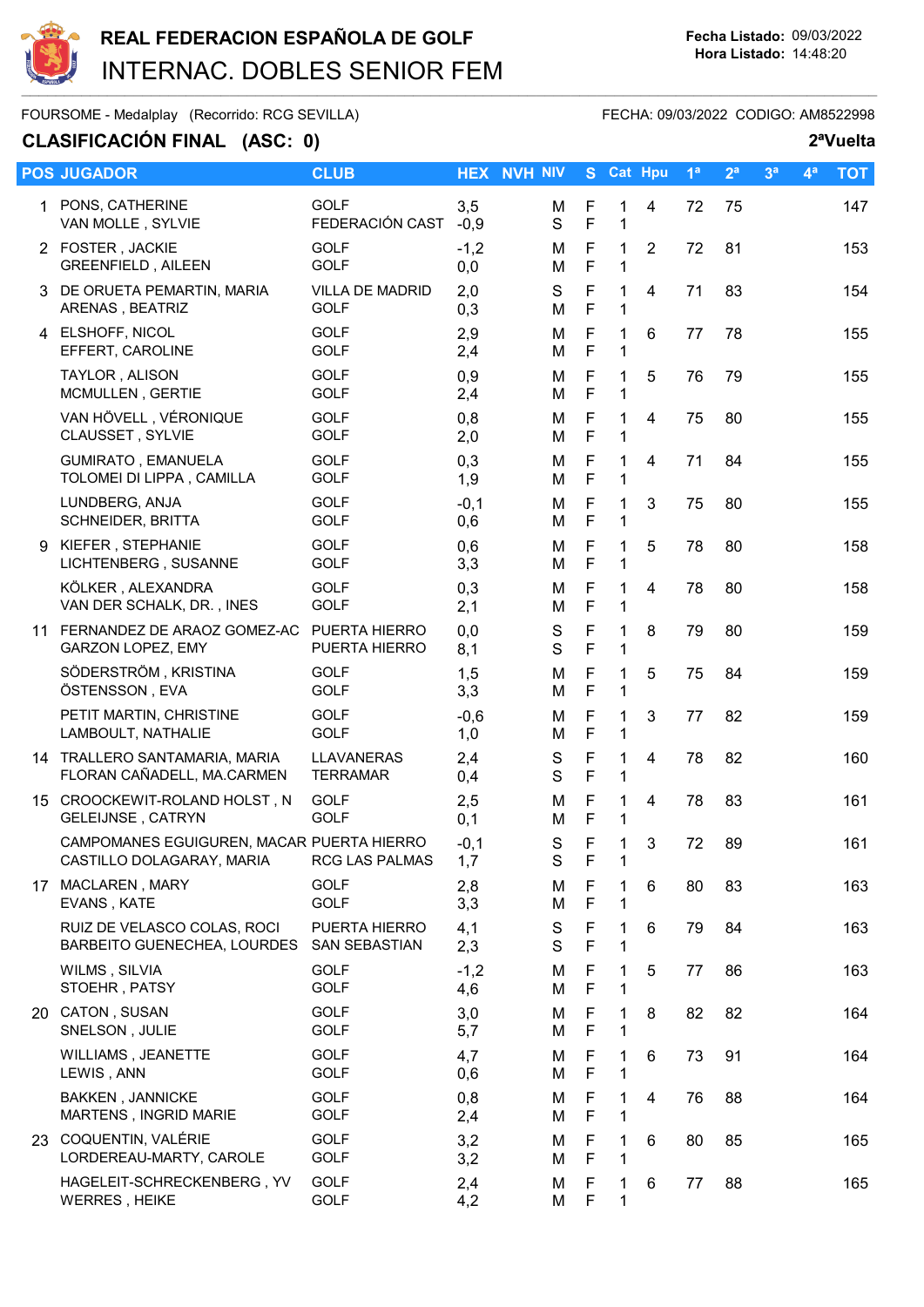# REAL FEDERACION ESPAÑOLA DE GOLF

## INTERNAC. DOBLES SENIOR FEM

**Fecha Listado:** 09/03/2022
**Hora Listado:** 14:48:20

FOURSOME - Medalplay (Recorrido: RCG SEVILLA) FECHA: 09/03/2022 CODIGO: AM8522998

**CLASIFICACIÓN FINAL (ASC: 0)** **2ªVuelta**

| POS | JUGADOR | CLUB | HEX | NVH | NIV | S | Cat | Hpu | 1ª | 2ª | 3ª | 4ª | TOT |
|---|---|---|---|---|---|---|---|---|---|---|---|---|---|
| 1 | PONS, CATHERINE<br>VAN MOLLE , SYLVIE | GOLF<br>FEDERACIÓN CAST | 3,5<br>-0,9 | | M<br>S | F<br>F | 1<br>1 | 4 | 72 | 75 | | | 147 |
| 2 | FOSTER , JACKIE<br>GREENFIELD , AILEEN | GOLF<br>GOLF | -1,2<br>0,0 | | M<br>M | F<br>F | 1<br>1 | 2 | 72 | 81 | | | 153 |
| 3 | DE ORUETA PEMARTIN, MARIA<br>ARENAS , BEATRIZ | VILLA DE MADRID<br>GOLF | 2,0<br>0,3 | | S<br>M | F<br>F | 1<br>1 | 4 | 71 | 83 | | | 154 |
| 4 | ELSHOFF, NICOL<br>EFFERT, CAROLINE | GOLF<br>GOLF | 2,9<br>2,4 | | M<br>M | F<br>F | 1<br>1 | 6 | 77 | 78 | | | 155 |
| | TAYLOR , ALISON<br>MCMULLEN , GERTIE | GOLF<br>GOLF | 0,9<br>2,4 | | M<br>M | F<br>F | 1<br>1 | 5 | 76 | 79 | | | 155 |
| | VAN HÖVELL , VÉRONIQUE<br>CLAUSSET , SYLVIE | GOLF<br>GOLF | 0,8<br>2,0 | | M<br>M | F<br>F | 1<br>1 | 4 | 75 | 80 | | | 155 |
| | GUMIRATO , EMANUELA<br>TOLOMEI DI LIPPA , CAMILLA | GOLF<br>GOLF | 0,3<br>1,9 | | M<br>M | F<br>F | 1<br>1 | 4 | 71 | 84 | | | 155 |
| | LUNDBERG, ANJA<br>SCHNEIDER, BRITTA | GOLF<br>GOLF | -0,1<br>0,6 | | M<br>M | F<br>F | 1<br>1 | 3 | 75 | 80 | | | 155 |
| 9 | KIEFER , STEPHANIE<br>LICHTENBERG , SUSANNE | GOLF<br>GOLF | 0,6<br>3,3 | | M<br>M | F<br>F | 1<br>1 | 5 | 78 | 80 | | | 158 |
| | KÖLKER , ALEXANDRA<br>VAN DER SCHALK, DR. , INES | GOLF<br>GOLF | 0,3<br>2,1 | | M<br>M | F<br>F | 1<br>1 | 4 | 78 | 80 | | | 158 |
| 11 | FERNANDEZ DE ARAOZ GOMEZ-AC<br>GARZON LOPEZ, EMY | PUERTA HIERRO<br>PUERTA HIERRO | 0,0<br>8,1 | | S<br>S | F<br>F | 1<br>1 | 8 | 79 | 80 | | | 159 |
| | SÖDERSTRÖM , KRISTINA<br>ÖSTENSSON , EVA | GOLF<br>GOLF | 1,5<br>3,3 | | M<br>M | F<br>F | 1<br>1 | 5 | 75 | 84 | | | 159 |
| | PETIT MARTIN, CHRISTINE<br>LAMBOULT, NATHALIE | GOLF<br>GOLF | -0,6<br>1,0 | | M<br>M | F<br>F | 1<br>1 | 3 | 77 | 82 | | | 159 |
| 14 | TRALLERO SANTAMARIA, MARIA<br>FLORAN CAÑADELL, MA.CARMEN | LLAVANERAS<br>TERRAMAR | 2,4<br>0,4 | | S<br>S | F<br>F | 1<br>1 | 4 | 78 | 82 | | | 160 |
| 15 | CROOCKEWIT-ROLAND HOLST , N<br>GELEIJNSE , CATRYN | GOLF<br>GOLF | 2,5<br>0,1 | | M<br>M | F<br>F | 1<br>1 | 4 | 78 | 83 | | | 161 |
| | CAMPOMANES EGUIGUREN, MACAR<br>CASTILLO DOLAGARAY, MARIA | PUERTA HIERRO<br>RCG LAS PALMAS | -0,1<br>1,7 | | S<br>S | F<br>F | 1<br>1 | 3 | 72 | 89 | | | 161 |
| 17 | MACLAREN , MARY<br>EVANS , KATE | GOLF<br>GOLF | 2,8<br>3,3 | | M<br>M | F<br>F | 1<br>1 | 6 | 80 | 83 | | | 163 |
| | RUIZ DE VELASCO COLAS, ROCI<br>BARBEITO GUENECHEA, LOURDES | PUERTA HIERRO<br>SAN SEBASTIAN | 4,1<br>2,3 | | S<br>S | F<br>F | 1<br>1 | 6 | 79 | 84 | | | 163 |
| | WILMS , SILVIA<br>STOEHR , PATSY | GOLF<br>GOLF | -1,2<br>4,6 | | M<br>M | F<br>F | 1<br>1 | 5 | 77 | 86 | | | 163 |
| 20 | CATON , SUSAN<br>SNELSON , JULIE | GOLF<br>GOLF | 3,0<br>5,7 | | M<br>M | F<br>F | 1<br>1 | 8 | 82 | 82 | | | 164 |
| | WILLIAMS , JEANETTE<br>LEWIS , ANN | GOLF<br>GOLF | 4,7<br>0,6 | | M<br>M | F<br>F | 1<br>1 | 6 | 73 | 91 | | | 164 |
| | BAKKEN , JANNICKE<br>MARTENS , INGRID MARIE | GOLF<br>GOLF | 0,8<br>2,4 | | M<br>M | F<br>F | 1<br>1 | 4 | 76 | 88 | | | 164 |
| 23 | COQUENTIN, VALÉRIE<br>LORDEREAU-MARTY, CAROLE | GOLF<br>GOLF | 3,2<br>3,2 | | M<br>M | F<br>F | 1<br>1 | 6 | 80 | 85 | | | 165 |
| | HAGELEIT-SCHRECKENBERG , YV<br>WERRES , HEIKE | GOLF<br>GOLF | 2,4<br>4,2 | | M<br>M | F<br>F | 1<br>1 | 6 | 77 | 88 | | | 165 |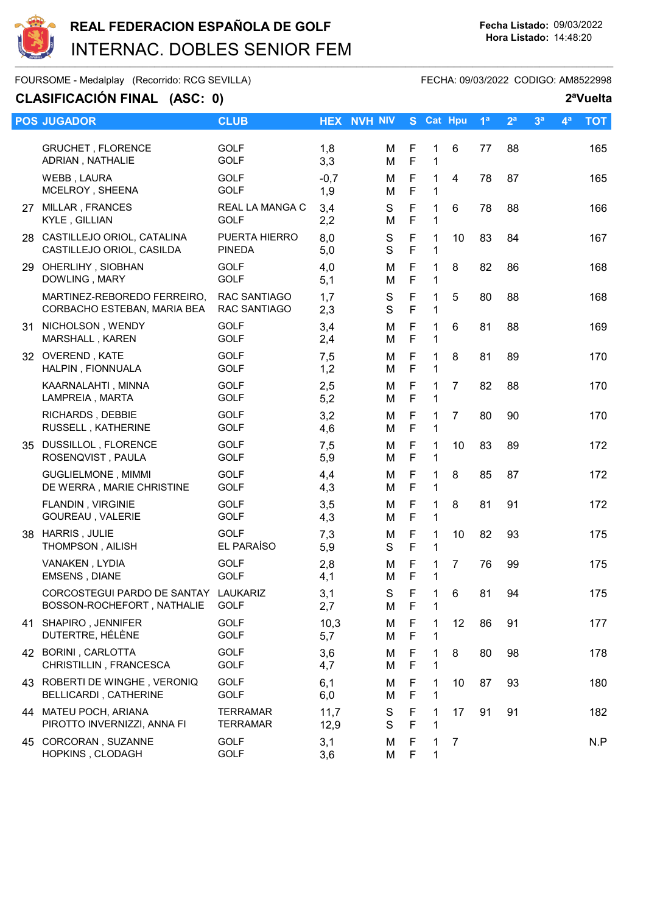# REAL FEDERACION ESPAÑOLA DE GOLF

## INTERNAC. DOBLES SENIOR FEM

**Fecha Listado:** 09/03/2022
**Hora Listado:** 14:48:20

FOURSOME - Medalplay (Recorrido: RCG SEVILLA) FECHA: 09/03/2022 CODIGO: AM8522998

**CLASIFICACIÓN FINAL (ASC: 0)** **2ªVuelta**

| POS | JUGADOR | CLUB | HEX | NVH | NIV | S | Cat | Hpu | 1ª | 2ª | 3ª | 4ª | TOT |
|---|---|---|---|---|---|---|---|---|---|---|---|---|---|
| | GRUCHET , FLORENCE<br>ADRIAN , NATHALIE | GOLF<br>GOLF | 1,8<br>3,3 | | M<br>M | F<br>F | 1<br>1 | 6 | 77 | 88 | | | 165 |
| | WEBB , LAURA<br>MCELROY , SHEENA | GOLF<br>GOLF | -0,7<br>1,9 | | M<br>M | F<br>F | 1<br>1 | 4 | 78 | 87 | | | 165 |
| 27 | MILLAR , FRANCES<br>KYLE , GILLIAN | REAL LA MANGA C<br>GOLF | 3,4<br>2,2 | | S<br>M | F<br>F | 1<br>1 | 6 | 78 | 88 | | | 166 |
| 28 | CASTILLEJO ORIOL, CATALINA<br>CASTILLEJO ORIOL, CASILDA | PUERTA HIERRO<br>PINEDA | 8,0<br>5,0 | | S<br>S | F<br>F | 1<br>1 | 10 | 83 | 84 | | | 167 |
| 29 | OHERLIHY , SIOBHAN<br>DOWLING , MARY | GOLF<br>GOLF | 4,0<br>5,1 | | M<br>M | F<br>F | 1<br>1 | 8 | 82 | 86 | | | 168 |
| | MARTINEZ-REBOREDO FERREIRO,<br>CORBACHO ESTEBAN, MARIA BEA | RAC SANTIAGO<br>RAC SANTIAGO | 1,7<br>2,3 | | S<br>S | F<br>F | 1<br>1 | 5 | 80 | 88 | | | 168 |
| 31 | NICHOLSON , WENDY<br>MARSHALL , KAREN | GOLF<br>GOLF | 3,4<br>2,4 | | M<br>M | F<br>F | 1<br>1 | 6 | 81 | 88 | | | 169 |
| 32 | OVEREND , KATE<br>HALPIN , FIONNUALA | GOLF<br>GOLF | 7,5<br>1,2 | | M<br>M | F<br>F | 1<br>1 | 8 | 81 | 89 | | | 170 |
| | KAARNALAHTI , MINNA<br>LAMPREIA , MARTA | GOLF<br>GOLF | 2,5<br>5,2 | | M<br>M | F<br>F | 1<br>1 | 7 | 82 | 88 | | | 170 |
| | RICHARDS , DEBBIE<br>RUSSELL , KATHERINE | GOLF<br>GOLF | 3,2<br>4,6 | | M<br>M | F<br>F | 1<br>1 | 7 | 80 | 90 | | | 170 |
| 35 | DUSSILLOL , FLORENCE<br>ROSENQVIST , PAULA | GOLF<br>GOLF | 7,5<br>5,9 | | M<br>M | F<br>F | 1<br>1 | 10 | 83 | 89 | | | 172 |
| | GUGLIELMONE , MIMMI<br>DE WERRA , MARIE CHRISTINE | GOLF<br>GOLF | 4,4<br>4,3 | | M<br>M | F<br>F | 1<br>1 | 8 | 85 | 87 | | | 172 |
| | FLANDIN , VIRGINIE<br>GOUREAU , VALERIE | GOLF<br>GOLF | 3,5<br>4,3 | | M<br>M | F<br>F | 1<br>1 | 8 | 81 | 91 | | | 172 |
| 38 | HARRIS , JULIE<br>THOMPSON , AILISH | GOLF<br>EL PARAÍSO | 7,3<br>5,9 | | M<br>S | F<br>F | 1<br>1 | 10 | 82 | 93 | | | 175 |
| | VANAKEN , LYDIA<br>EMSENS , DIANE | GOLF<br>GOLF | 2,8<br>4,1 | | M<br>M | F<br>F | 1<br>1 | 7 | 76 | 99 | | | 175 |
| | CORCOSTEGUI PARDO DE SANTAY<br>BOSSON-ROCHEFORT , NATHALIE | LAUKARIZ<br>GOLF | 3,1<br>2,7 | | S<br>M | F<br>F | 1<br>1 | 6 | 81 | 94 | | | 175 |
| 41 | SHAPIRO , JENNIFER<br>DUTERTRE, HÉLÈNE | GOLF<br>GOLF | 10,3<br>5,7 | | M<br>M | F<br>F | 1<br>1 | 12 | 86 | 91 | | | 177 |
| 42 | BORINI , CARLOTTA<br>CHRISTILLIN , FRANCESCA | GOLF<br>GOLF | 3,6<br>4,7 | | M<br>M | F<br>F | 1<br>1 | 8 | 80 | 98 | | | 178 |
| 43 | ROBERTI DE WINGHE , VERONIQ<br>BELLICARDI , CATHERINE | GOLF<br>GOLF | 6,1<br>6,0 | | M<br>M | F<br>F | 1<br>1 | 10 | 87 | 93 | | | 180 |
| 44 | MATEU POCH, ARIANA<br>PIROTTO INVERNIZZI, ANNA FI | TERRAMAR<br>TERRAMAR | 11,7<br>12,9 | | S<br>S | F<br>F | 1<br>1 | 17 | 91 | 91 | | | 182 |
| 45 | CORCORAN , SUZANNE<br>HOPKINS , CLODAGH | GOLF<br>GOLF | 3,1<br>3,6 | | M<br>M | F<br>F | 1<br>1 | 7 | | | | | N.P |